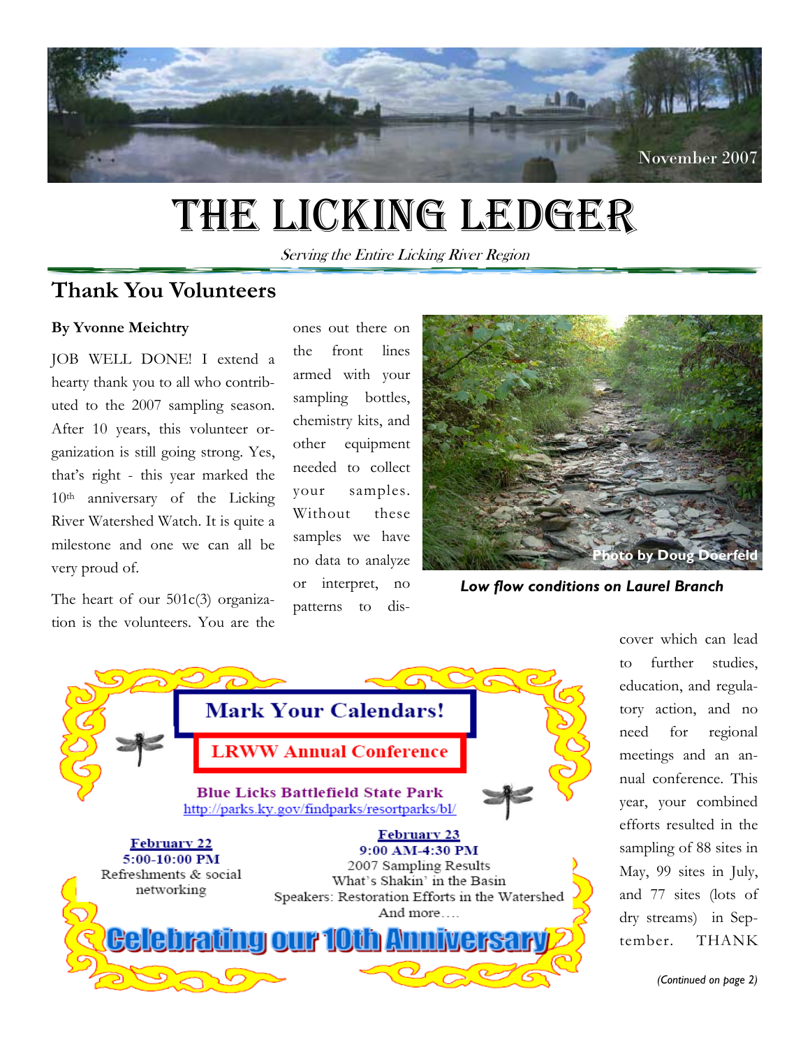November 2007

# The Licking Ledger

*Serving the Entire Licking River Region*

## Thank You Volunteers

**By Yvonne Meichtry**

JOB WELL DONE! I extend a hearty thank you to all who contributed to the 2007 sampling season. After 10 years, this volunteer organization is still going strong. Yes, that's right - this year marked the 10th anniversary of the Licking River Watershed Watch. It is quite a milestone and one we can all be very proud of.

The heart of our 501c(3) organization is the volunteers. You are the ones out there on the front lines armed with your sampling bottles, chemistry kits, and other equipment needed to collect your samples. Without these samples we have no data to analyze or interpret, no patterns to discover which can lead to further studies, education, and regulatory action, and no need for regional meetings and an annual conference. This year, your combined efforts resulted in the sampling of 88 sites in May, 99 sites in July, and 77 sites (lots of dry streams) in September. THANK

*(Continued on page 2)*

Photo by Doug Doerfeld

***Low flow conditions on Laurel Branch***

**Mark Your Calendars!**

**LRWW Annual Conference**

**Blue Licks Battlefield State Park**
http://parks.ky.gov/findparks/resortparks/bl/

**February 22**
**5:00-10:00 PM**
Refreshments & social networking

**February 23**
**9:00 AM-4:30 PM**
2007 Sampling Results
What's Shakin' in the Basin
Speakers: Restoration Efforts in the Watershed
And more….

**Celebrating our 10th Anniversary**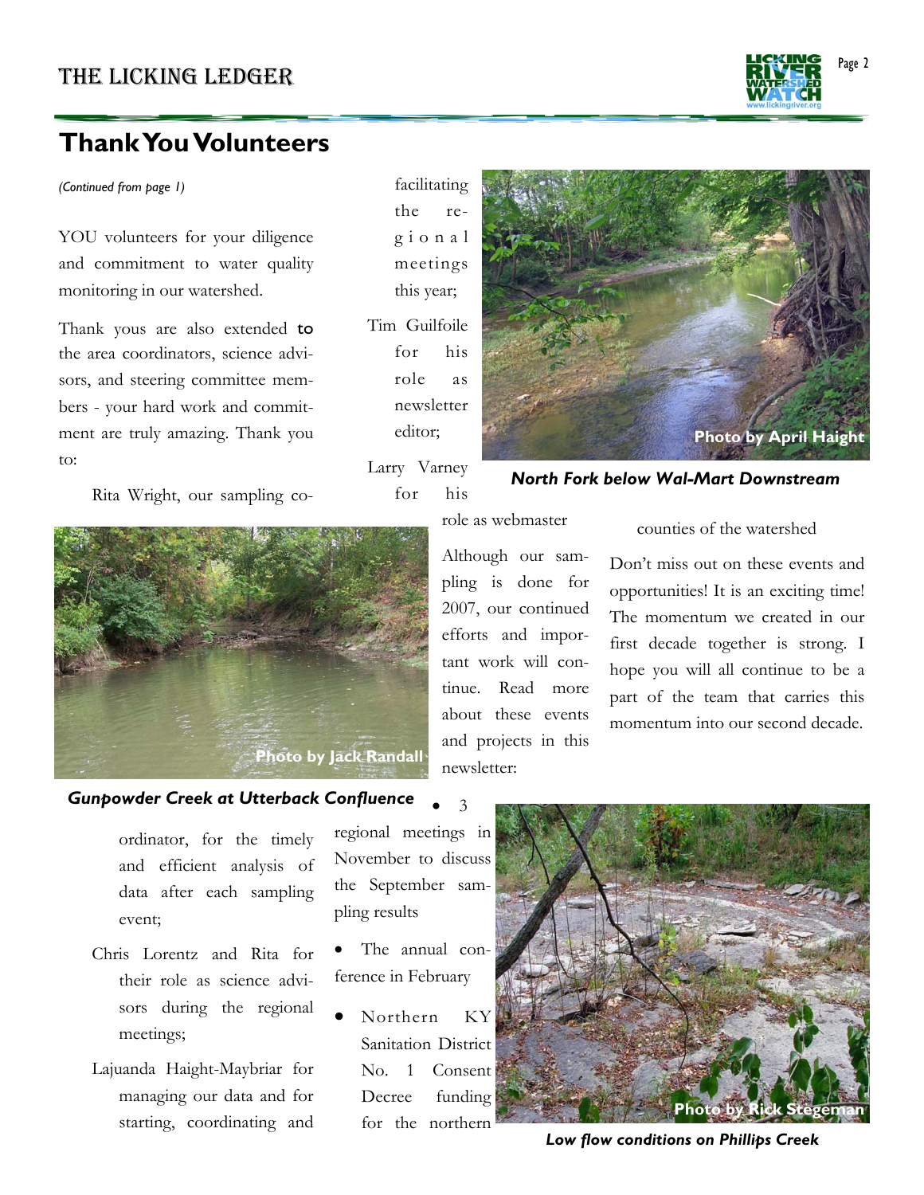## Thank You Volunteers

*(Continued from page 1)*

YOU volunteers for your diligence and commitment to water quality monitoring in our watershed.

Thank yous are also extended to the area coordinators, science advisors, and steering committee members - your hard work and commitment are truly amazing. Thank you to:

Rita Wright, our sampling coordinator, for the timely and efficient analysis of data after each sampling event;

Chris Lorentz and Rita for their role as science advisors during the regional meetings;

Lajuanda Haight-Maybriar for managing our data and for starting, coordinating and facilitating the regional meetings this year;

Tim Guilfoile for his role as newsletter editor;

Larry Varney for his role as webmaster

Although our sampling is done for 2007, our continued efforts and important work will continue. Read more about these events and projects in this newsletter:

- 3 regional meetings in November to discuss the September sampling results
- The annual conference in February
- Northern KY Sanitation District No. 1 Consent Decree funding for the northern counties of the watershed

Don't miss out on these events and opportunities! It is an exciting time! The momentum we created in our first decade together is strong. I hope you will all continue to be a part of the team that carries this momentum into our second decade.

Photo by April Haight

*North Fork below Wal-Mart Downstream*

Photo by Jack Randall

*Gunpowder Creek at Utterback Confluence*

Photo by Rick Stegeman

*Low flow conditions on Phillips Creek*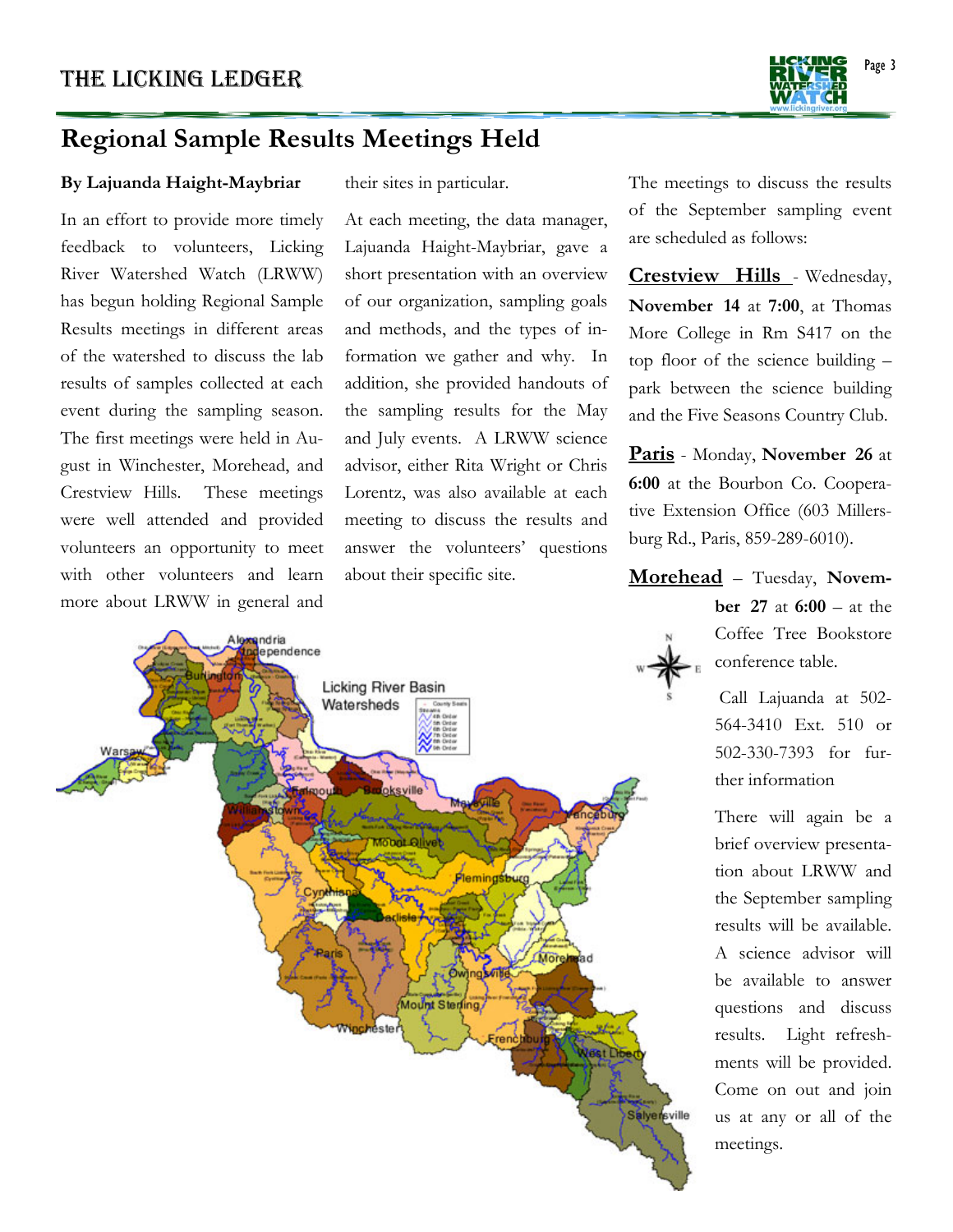## Regional Sample Results Meetings Held

**By Lajuanda Haight-Maybriar**

In an effort to provide more timely feedback to volunteers, Licking River Watershed Watch (LRWW) has begun holding Regional Sample Results meetings in different areas of the watershed to discuss the lab results of samples collected at each event during the sampling season. The first meetings were held in August in Winchester, Morehead, and Crestview Hills. These meetings were well attended and provided volunteers an opportunity to meet with other volunteers and learn more about LRWW in general and their sites in particular.

At each meeting, the data manager, Lajuanda Haight-Maybriar, gave a short presentation with an overview of our organization, sampling goals and methods, and the types of information we gather and why. In addition, she provided handouts of the sampling results for the May and July events. A LRWW science advisor, either Rita Wright or Chris Lorentz, was also available at each meeting to discuss the results and answer the volunteers' questions about their specific site.

The meetings to discuss the results of the September sampling event are scheduled as follows:

**Crestview Hills** - Wednesday, **November 14** at **7:00**, at Thomas More College in Rm S417 on the top floor of the science building – park between the science building and the Five Seasons Country Club.

**Paris** - Monday, **November 26** at **6:00** at the Bourbon Co. Cooperative Extension Office (603 Millersburg Rd., Paris, 859-289-6010).

**Morehead** – Tuesday, **November 27** at **6:00** – at the Coffee Tree Bookstore conference table.

Call Lajuanda at 502-564-3410 Ext. 510 or 502-330-7393 for further information

There will again be a brief overview presentation about LRWW and the September sampling results will be available. A science advisor will be available to answer questions and discuss results. Light refreshments will be provided. Come on out and join us at any or all of the meetings.

Licking River Basin Watersheds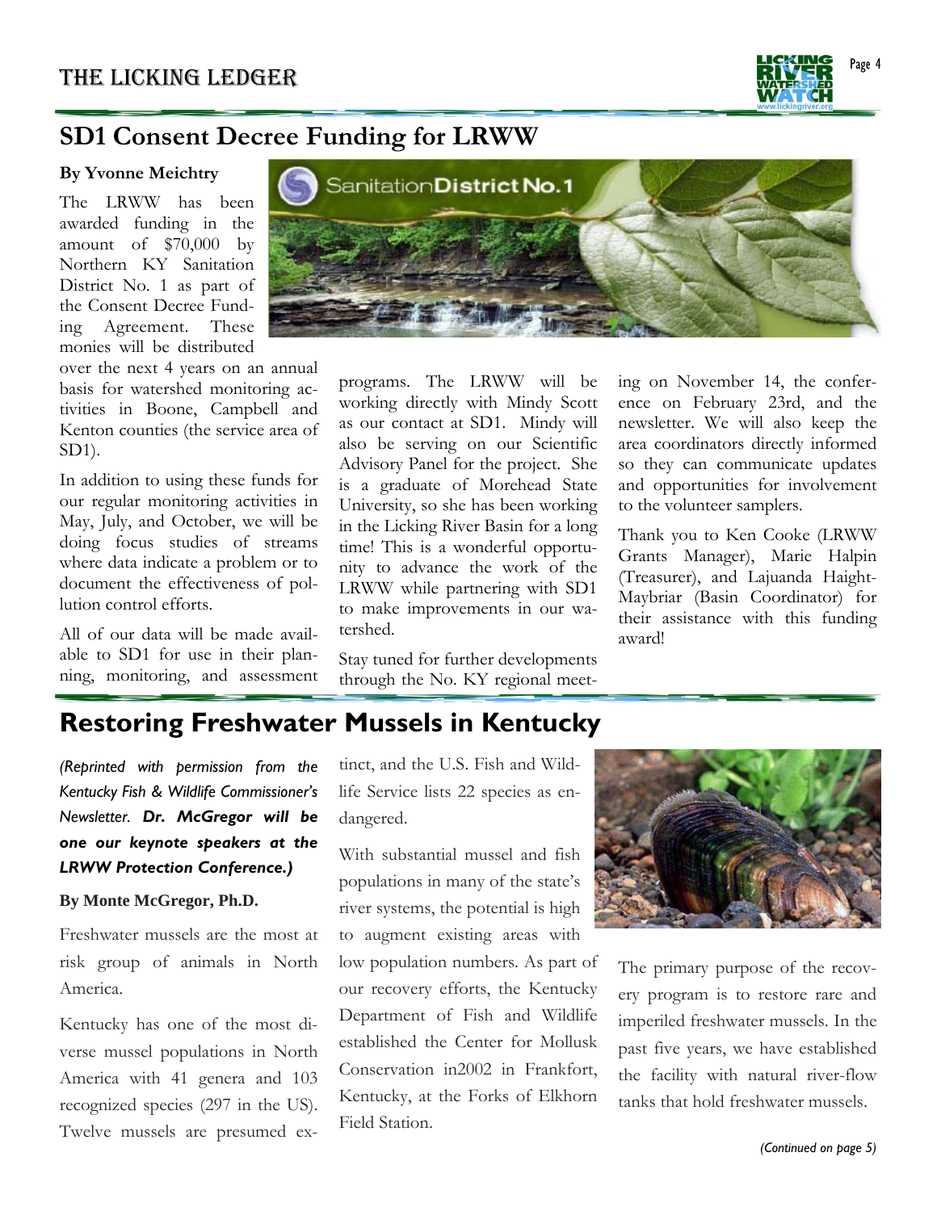## SD1 Consent Decree Funding for LRWW

**By Yvonne Meichtry**

The LRWW has been awarded funding in the amount of $70,000 by Northern KY Sanitation District No. 1 as part of the Consent Decree Funding Agreement. These monies will be distributed over the next 4 years on an annual basis for watershed monitoring activities in Boone, Campbell and Kenton counties (the service area of SD1).

In addition to using these funds for our regular monitoring activities in May, July, and October, we will be doing focus studies of streams where data indicate a problem or to document the effectiveness of pollution control efforts.

All of our data will be made available to SD1 for use in their planning, monitoring, and assessment programs. The LRWW will be working directly with Mindy Scott as our contact at SD1. Mindy will also be serving on our Scientific Advisory Panel for the project. She is a graduate of Morehead State University, so she has been working in the Licking River Basin for a long time! This is a wonderful opportunity to advance the work of the LRWW while partnering with SD1 to make improvements in our watershed.

Stay tuned for further developments through the No. KY regional meeting on November 14, the conference on February 23rd, and the newsletter. We will also keep the area coordinators directly informed so they can communicate updates and opportunities for involvement to the volunteer samplers.

Thank you to Ken Cooke (LRWW Grants Manager), Marie Halpin (Treasurer), and Lajuanda Haight-Maybriar (Basin Coordinator) for their assistance with this funding award!

## Restoring Freshwater Mussels in Kentucky

*(Reprinted with permission from the Kentucky Fish & Wildlife Commissioner's Newsletter.* ***Dr. McGregor will be one our keynote speakers at the LRWW Protection Conference.)***

**By Monte McGregor, Ph.D.**

Freshwater mussels are the most at risk group of animals in North America.

Kentucky has one of the most diverse mussel populations in North America with 41 genera and 103 recognized species (297 in the US). Twelve mussels are presumed extinct, and the U.S. Fish and Wildlife Service lists 22 species as endangered.

With substantial mussel and fish populations in many of the state's river systems, the potential is high to augment existing areas with low population numbers. As part of our recovery efforts, the Kentucky Department of Fish and Wildlife established the Center for Mollusk Conservation in2002 in Frankfort, Kentucky, at the Forks of Elkhorn Field Station.

The primary purpose of the recovery program is to restore rare and imperiled freshwater mussels. In the past five years, we have established the facility with natural river-flow tanks that hold freshwater mussels.

*(Continued on page 5)*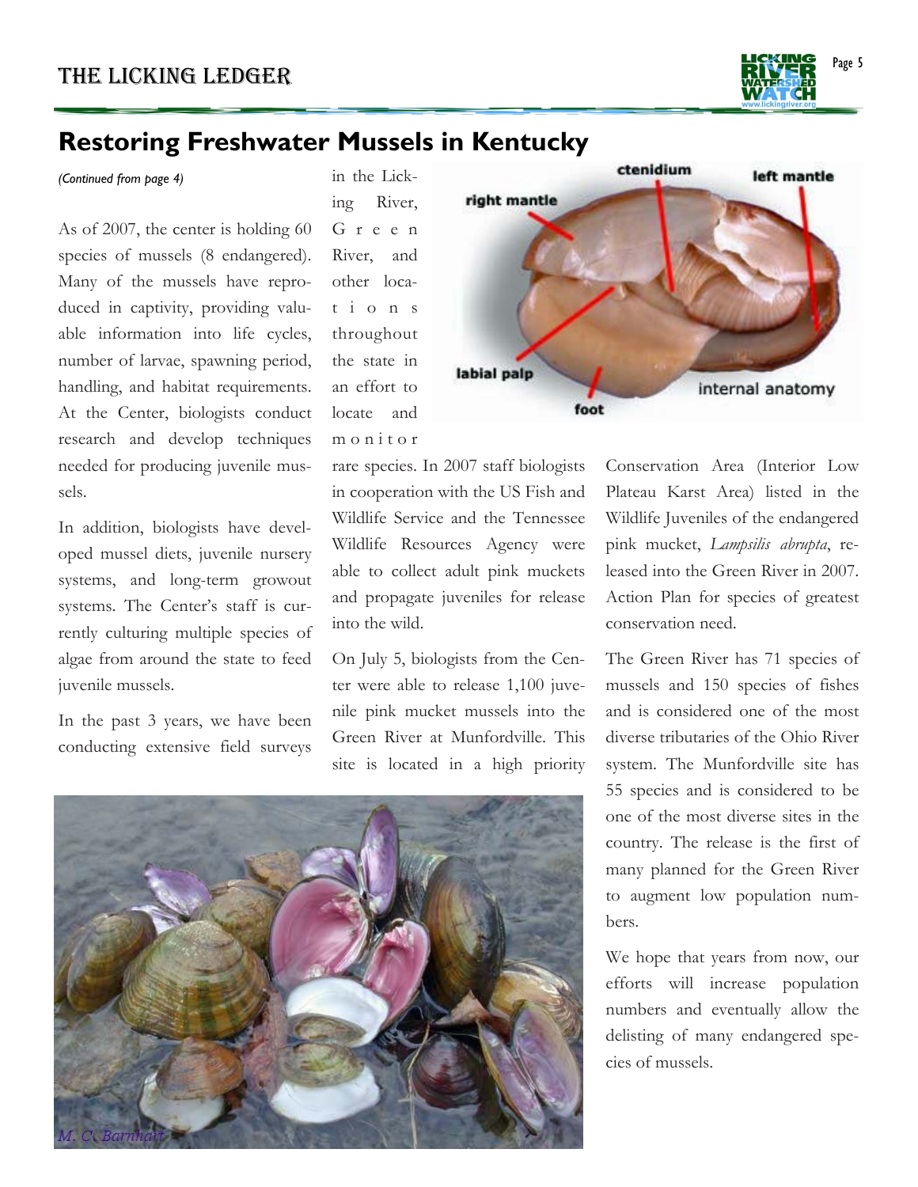## Restoring Freshwater Mussels in Kentucky

*(Continued from page 4)*

As of 2007, the center is holding 60 species of mussels (8 endangered). Many of the mussels have reproduced in captivity, providing valuable information into life cycles, number of larvae, spawning period, handling, and habitat requirements. At the Center, biologists conduct research and develop techniques needed for producing juvenile mussels.

In addition, biologists have developed mussel diets, juvenile nursery systems, and long-term growout systems. The Center's staff is currently culturing multiple species of algae from around the state to feed juvenile mussels.

In the past 3 years, we have been conducting extensive field surveys in the Licking River, Green River, and other locations throughout the state in an effort to locate and monitor rare species. In 2007 staff biologists in cooperation with the US Fish and Wildlife Service and the Tennessee Wildlife Resources Agency were able to collect adult pink muckets and propagate juveniles for release into the wild.

On July 5, biologists from the Center were able to release 1,100 juvenile pink mucket mussels into the Green River at Munfordville. This site is located in a high priority Conservation Area (Interior Low Plateau Karst Area) listed in the Wildlife Action Plan for species of greatest conservation need.

Juveniles of the endangered pink mucket, *Lampsilis abrupta*, released into the Green River in 2007.

The Green River has 71 species of mussels and 150 species of fishes and is considered one of the most diverse tributaries of the Ohio River system. The Munfordville site has 55 species and is considered to be one of the most diverse sites in the country. The release is the first of many planned for the Green River to augment low population numbers.

We hope that years from now, our efforts will increase population numbers and eventually allow the delisting of many endangered species of mussels.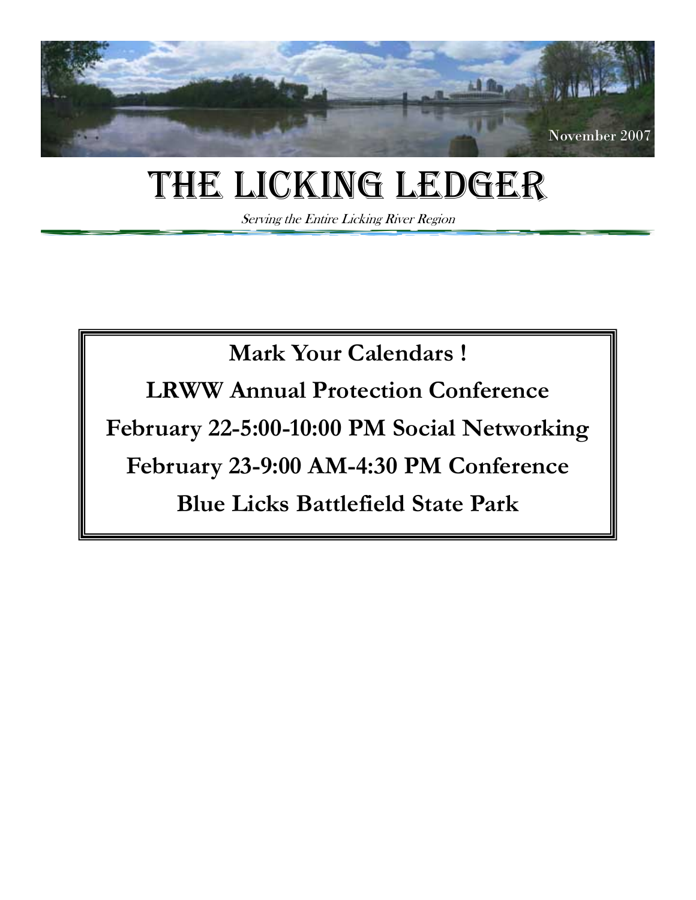November 2007

# THE LICKING LEDGER

*Serving the Entire Licking River Region*

**Mark Your Calendars !**

**LRWW Annual Protection Conference**

**February 22-5:00-10:00 PM Social Networking**

**February 23-9:00 AM-4:30 PM Conference**

**Blue Licks Battlefield State Park**